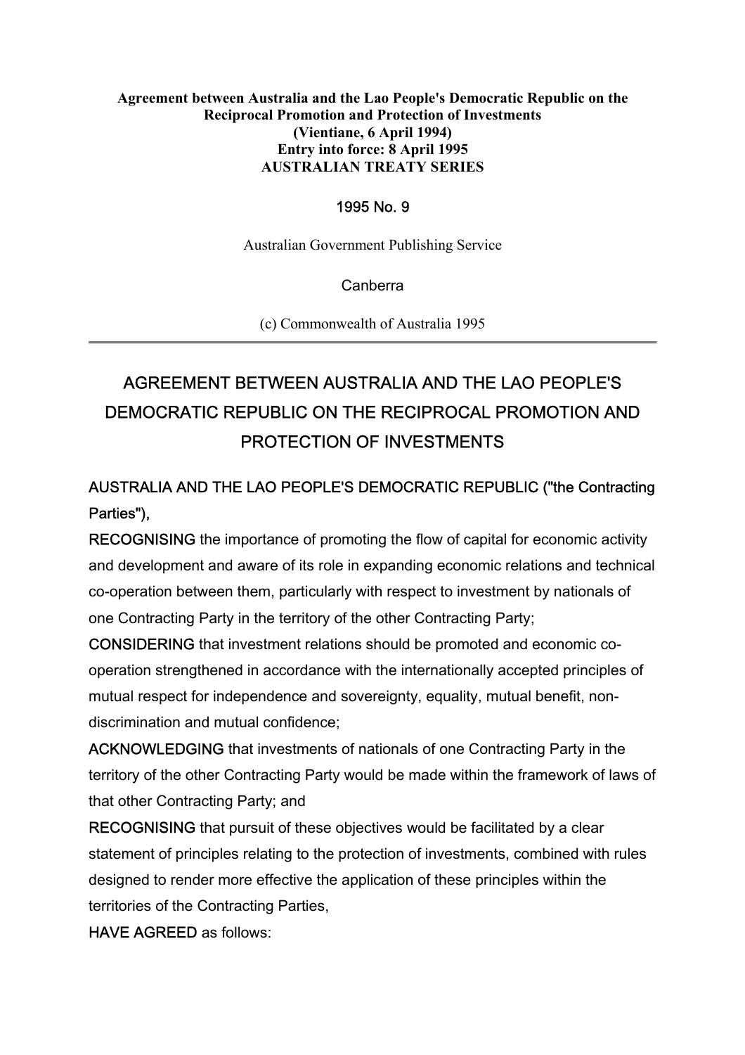**Agreement between Australia and the Lao People's Democratic Republic on the Reciprocal Promotion and Protection of Investments**
**(Vientiane, 6 April 1994)**
**Entry into force: 8 April 1995**
**AUSTRALIAN TREATY SERIES**

1995 No. 9

Australian Government Publishing Service

Canberra

(c) Commonwealth of Australia 1995

---

# AGREEMENT BETWEEN AUSTRALIA AND THE LAO PEOPLE'S DEMOCRATIC REPUBLIC ON THE RECIPROCAL PROMOTION AND PROTECTION OF INVESTMENTS

AUSTRALIA AND THE LAO PEOPLE'S DEMOCRATIC REPUBLIC ("the Contracting Parties"),

RECOGNISING the importance of promoting the flow of capital for economic activity and development and aware of its role in expanding economic relations and technical co-operation between them, particularly with respect to investment by nationals of one Contracting Party in the territory of the other Contracting Party;

CONSIDERING that investment relations should be promoted and economic co-operation strengthened in accordance with the internationally accepted principles of mutual respect for independence and sovereignty, equality, mutual benefit, non-discrimination and mutual confidence;

ACKNOWLEDGING that investments of nationals of one Contracting Party in the territory of the other Contracting Party would be made within the framework of laws of that other Contracting Party; and

RECOGNISING that pursuit of these objectives would be facilitated by a clear statement of principles relating to the protection of investments, combined with rules designed to render more effective the application of these principles within the territories of the Contracting Parties,

HAVE AGREED as follows: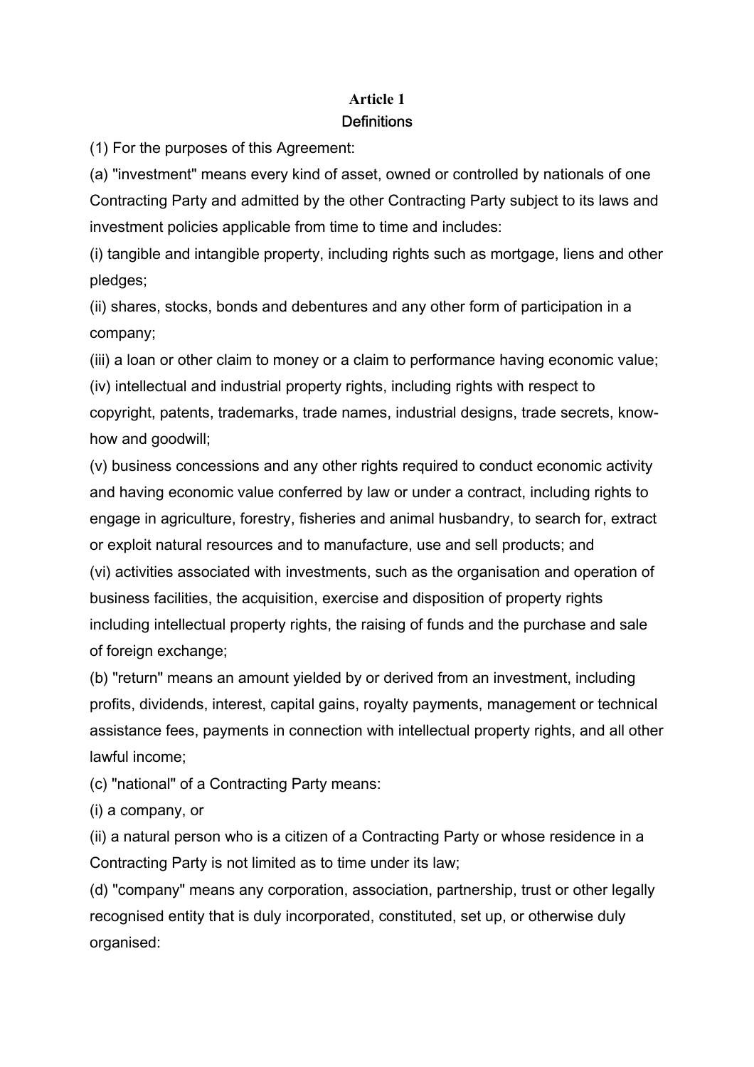## Article 1

### Definitions

(1) For the purposes of this Agreement:

(a) "investment" means every kind of asset, owned or controlled by nationals of one Contracting Party and admitted by the other Contracting Party subject to its laws and investment policies applicable from time to time and includes:

(i) tangible and intangible property, including rights such as mortgage, liens and other pledges;

(ii) shares, stocks, bonds and debentures and any other form of participation in a company;

(iii) a loan or other claim to money or a claim to performance having economic value;

(iv) intellectual and industrial property rights, including rights with respect to copyright, patents, trademarks, trade names, industrial designs, trade secrets, know-how and goodwill;

(v) business concessions and any other rights required to conduct economic activity and having economic value conferred by law or under a contract, including rights to engage in agriculture, forestry, fisheries and animal husbandry, to search for, extract or exploit natural resources and to manufacture, use and sell products; and

(vi) activities associated with investments, such as the organisation and operation of business facilities, the acquisition, exercise and disposition of property rights including intellectual property rights, the raising of funds and the purchase and sale of foreign exchange;

(b) "return" means an amount yielded by or derived from an investment, including profits, dividends, interest, capital gains, royalty payments, management or technical assistance fees, payments in connection with intellectual property rights, and all other lawful income;

(c) "national" of a Contracting Party means:

(i) a company, or

(ii) a natural person who is a citizen of a Contracting Party or whose residence in a Contracting Party is not limited as to time under its law;

(d) "company" means any corporation, association, partnership, trust or other legally recognised entity that is duly incorporated, constituted, set up, or otherwise duly organised: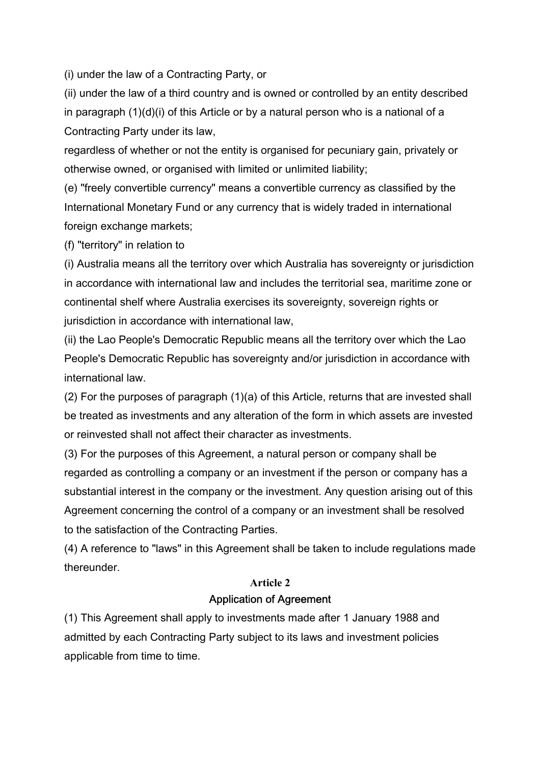(i) under the law of a Contracting Party, or

(ii) under the law of a third country and is owned or controlled by an entity described in paragraph (1)(d)(i) of this Article or by a natural person who is a national of a Contracting Party under its law,

regardless of whether or not the entity is organised for pecuniary gain, privately or otherwise owned, or organised with limited or unlimited liability;

(e) "freely convertible currency" means a convertible currency as classified by the International Monetary Fund or any currency that is widely traded in international foreign exchange markets;

(f) "territory" in relation to

(i) Australia means all the territory over which Australia has sovereignty or jurisdiction in accordance with international law and includes the territorial sea, maritime zone or continental shelf where Australia exercises its sovereignty, sovereign rights or jurisdiction in accordance with international law,

(ii) the Lao People's Democratic Republic means all the territory over which the Lao People's Democratic Republic has sovereignty and/or jurisdiction in accordance with international law.

(2) For the purposes of paragraph (1)(a) of this Article, returns that are invested shall be treated as investments and any alteration of the form in which assets are invested or reinvested shall not affect their character as investments.

(3) For the purposes of this Agreement, a natural person or company shall be regarded as controlling a company or an investment if the person or company has a substantial interest in the company or the investment. Any question arising out of this Agreement concerning the control of a company or an investment shall be resolved to the satisfaction of the Contracting Parties.

(4) A reference to "laws" in this Agreement shall be taken to include regulations made thereunder.

## Article 2

### Application of Agreement

(1) This Agreement shall apply to investments made after 1 January 1988 and admitted by each Contracting Party subject to its laws and investment policies applicable from time to time.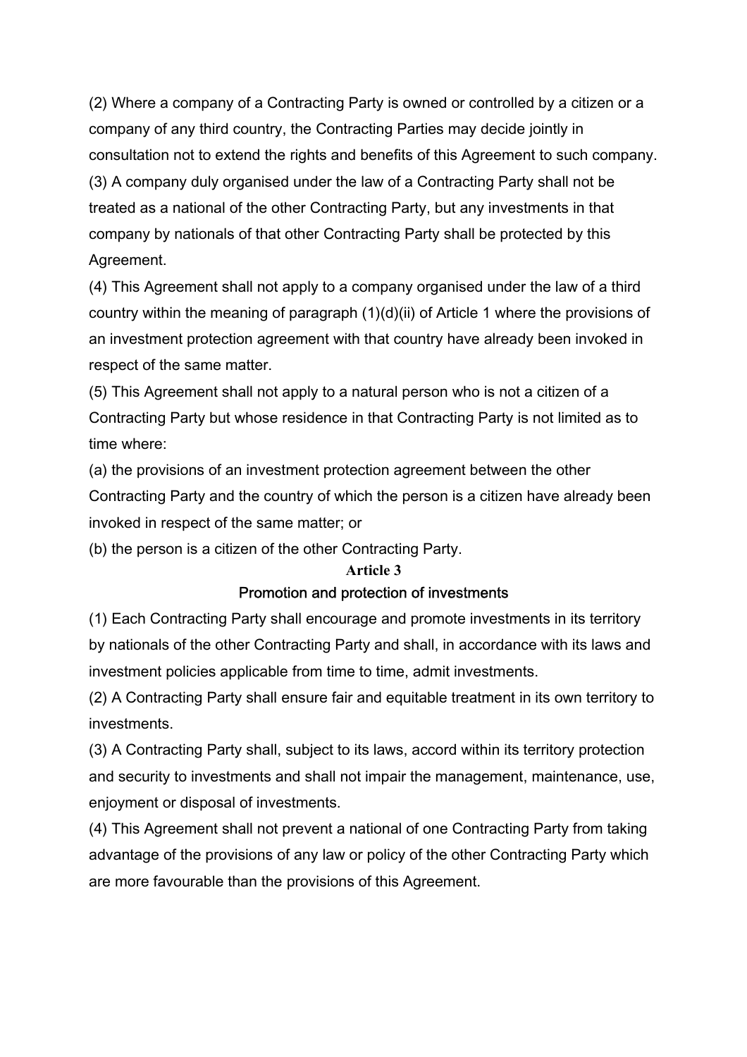(2) Where a company of a Contracting Party is owned or controlled by a citizen or a company of any third country, the Contracting Parties may decide jointly in consultation not to extend the rights and benefits of this Agreement to such company.

(3) A company duly organised under the law of a Contracting Party shall not be treated as a national of the other Contracting Party, but any investments in that company by nationals of that other Contracting Party shall be protected by this Agreement.

(4) This Agreement shall not apply to a company organised under the law of a third country within the meaning of paragraph (1)(d)(ii) of Article 1 where the provisions of an investment protection agreement with that country have already been invoked in respect of the same matter.

(5) This Agreement shall not apply to a natural person who is not a citizen of a Contracting Party but whose residence in that Contracting Party is not limited as to time where:

(a) the provisions of an investment protection agreement between the other Contracting Party and the country of which the person is a citizen have already been invoked in respect of the same matter; or

(b) the person is a citizen of the other Contracting Party.

## Article 3

### Promotion and protection of investments

(1) Each Contracting Party shall encourage and promote investments in its territory by nationals of the other Contracting Party and shall, in accordance with its laws and investment policies applicable from time to time, admit investments.

(2) A Contracting Party shall ensure fair and equitable treatment in its own territory to investments.

(3) A Contracting Party shall, subject to its laws, accord within its territory protection and security to investments and shall not impair the management, maintenance, use, enjoyment or disposal of investments.

(4) This Agreement shall not prevent a national of one Contracting Party from taking advantage of the provisions of any law or policy of the other Contracting Party which are more favourable than the provisions of this Agreement.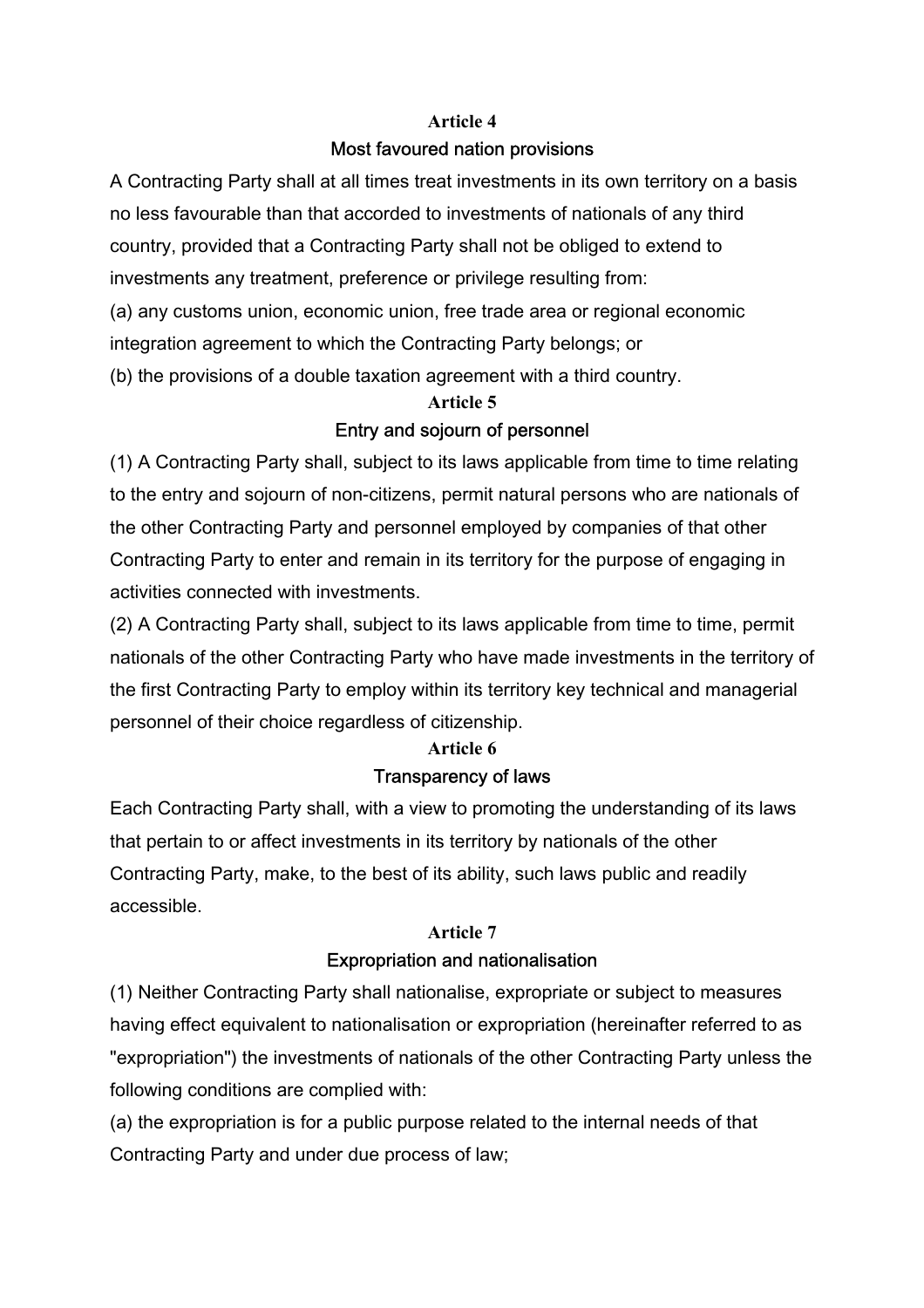## Article 4

### Most favoured nation provisions

A Contracting Party shall at all times treat investments in its own territory on a basis no less favourable than that accorded to investments of nationals of any third country, provided that a Contracting Party shall not be obliged to extend to investments any treatment, preference or privilege resulting from:

(a) any customs union, economic union, free trade area or regional economic integration agreement to which the Contracting Party belongs; or

(b) the provisions of a double taxation agreement with a third country.

## Article 5

### Entry and sojourn of personnel

(1) A Contracting Party shall, subject to its laws applicable from time to time relating to the entry and sojourn of non-citizens, permit natural persons who are nationals of the other Contracting Party and personnel employed by companies of that other Contracting Party to enter and remain in its territory for the purpose of engaging in activities connected with investments.

(2) A Contracting Party shall, subject to its laws applicable from time to time, permit nationals of the other Contracting Party who have made investments in the territory of the first Contracting Party to employ within its territory key technical and managerial personnel of their choice regardless of citizenship.

## Article 6

### Transparency of laws

Each Contracting Party shall, with a view to promoting the understanding of its laws that pertain to or affect investments in its territory by nationals of the other Contracting Party, make, to the best of its ability, such laws public and readily accessible.

## Article 7

### Expropriation and nationalisation

(1) Neither Contracting Party shall nationalise, expropriate or subject to measures having effect equivalent to nationalisation or expropriation (hereinafter referred to as "expropriation") the investments of nationals of the other Contracting Party unless the following conditions are complied with:

(a) the expropriation is for a public purpose related to the internal needs of that Contracting Party and under due process of law;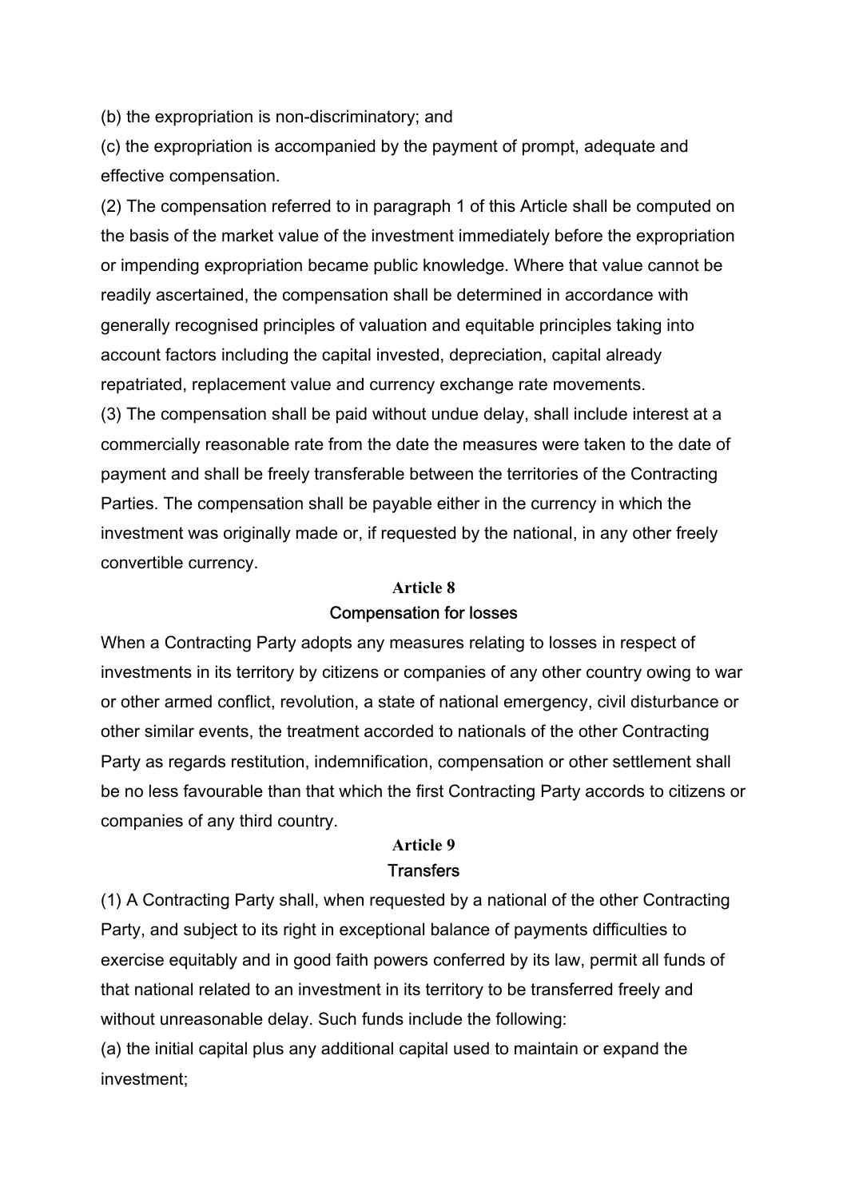(b) the expropriation is non-discriminatory; and

(c) the expropriation is accompanied by the payment of prompt, adequate and effective compensation.

(2) The compensation referred to in paragraph 1 of this Article shall be computed on the basis of the market value of the investment immediately before the expropriation or impending expropriation became public knowledge. Where that value cannot be readily ascertained, the compensation shall be determined in accordance with generally recognised principles of valuation and equitable principles taking into account factors including the capital invested, depreciation, capital already repatriated, replacement value and currency exchange rate movements.

(3) The compensation shall be paid without undue delay, shall include interest at a commercially reasonable rate from the date the measures were taken to the date of payment and shall be freely transferable between the territories of the Contracting Parties. The compensation shall be payable either in the currency in which the investment was originally made or, if requested by the national, in any other freely convertible currency.

## Article 8
## Compensation for losses

When a Contracting Party adopts any measures relating to losses in respect of investments in its territory by citizens or companies of any other country owing to war or other armed conflict, revolution, a state of national emergency, civil disturbance or other similar events, the treatment accorded to nationals of the other Contracting Party as regards restitution, indemnification, compensation or other settlement shall be no less favourable than that which the first Contracting Party accords to citizens or companies of any third country.

## Article 9
## Transfers

(1) A Contracting Party shall, when requested by a national of the other Contracting Party, and subject to its right in exceptional balance of payments difficulties to exercise equitably and in good faith powers conferred by its law, permit all funds of that national related to an investment in its territory to be transferred freely and without unreasonable delay. Such funds include the following:

(a) the initial capital plus any additional capital used to maintain or expand the investment;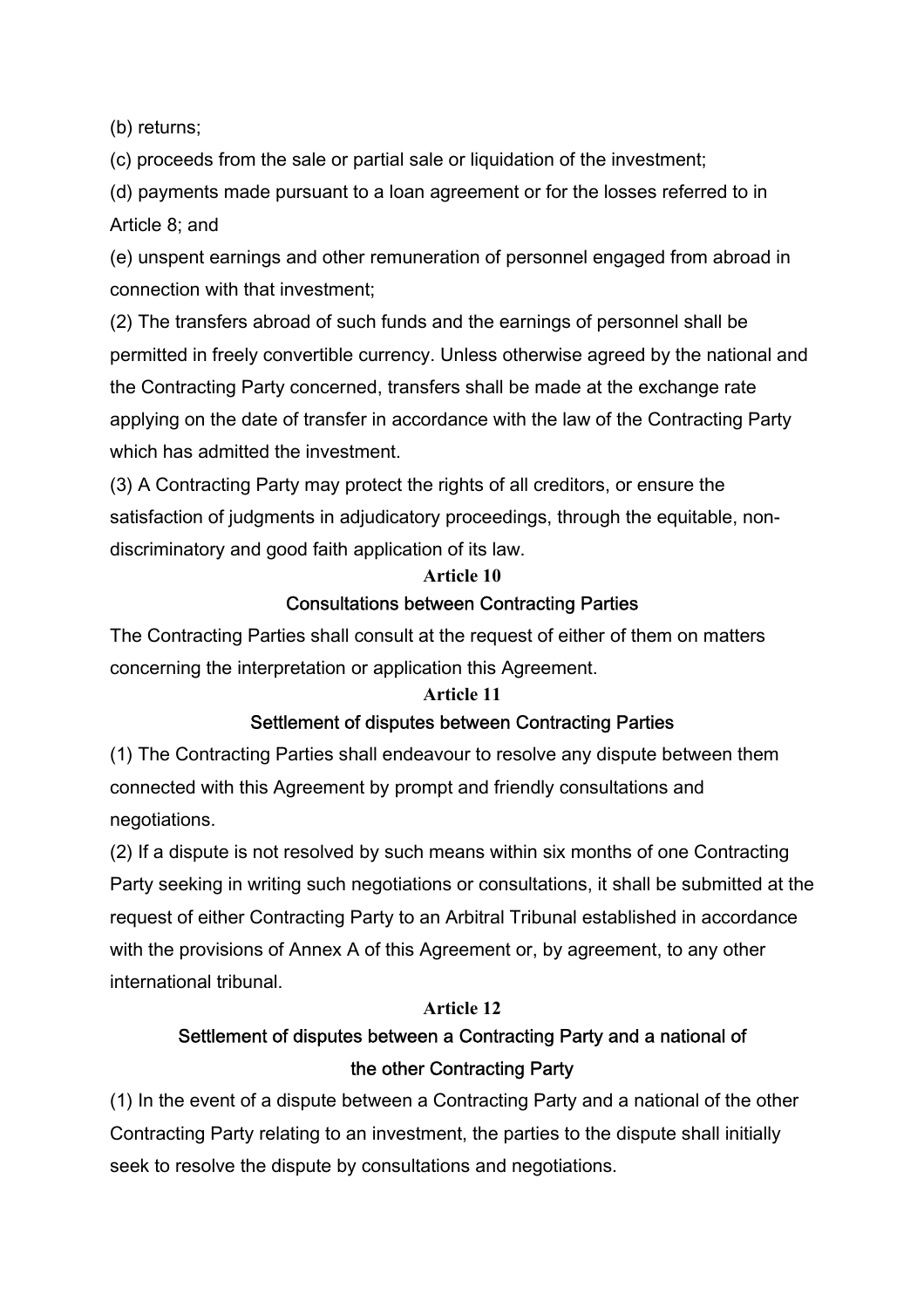(b) returns;

(c) proceeds from the sale or partial sale or liquidation of the investment;

(d) payments made pursuant to a loan agreement or for the losses referred to in Article 8; and

(e) unspent earnings and other remuneration of personnel engaged from abroad in connection with that investment;

(2) The transfers abroad of such funds and the earnings of personnel shall be permitted in freely convertible currency. Unless otherwise agreed by the national and the Contracting Party concerned, transfers shall be made at the exchange rate applying on the date of transfer in accordance with the law of the Contracting Party which has admitted the investment.

(3) A Contracting Party may protect the rights of all creditors, or ensure the satisfaction of judgments in adjudicatory proceedings, through the equitable, non-discriminatory and good faith application of its law.

**Article 10**

**Consultations between Contracting Parties**

The Contracting Parties shall consult at the request of either of them on matters concerning the interpretation or application this Agreement.

**Article 11**

**Settlement of disputes between Contracting Parties**

(1) The Contracting Parties shall endeavour to resolve any dispute between them connected with this Agreement by prompt and friendly consultations and negotiations.

(2) If a dispute is not resolved by such means within six months of one Contracting Party seeking in writing such negotiations or consultations, it shall be submitted at the request of either Contracting Party to an Arbitral Tribunal established in accordance with the provisions of Annex A of this Agreement or, by agreement, to any other international tribunal.

**Article 12**

**Settlement of disputes between a Contracting Party and a national of the other Contracting Party**

(1) In the event of a dispute between a Contracting Party and a national of the other Contracting Party relating to an investment, the parties to the dispute shall initially seek to resolve the dispute by consultations and negotiations.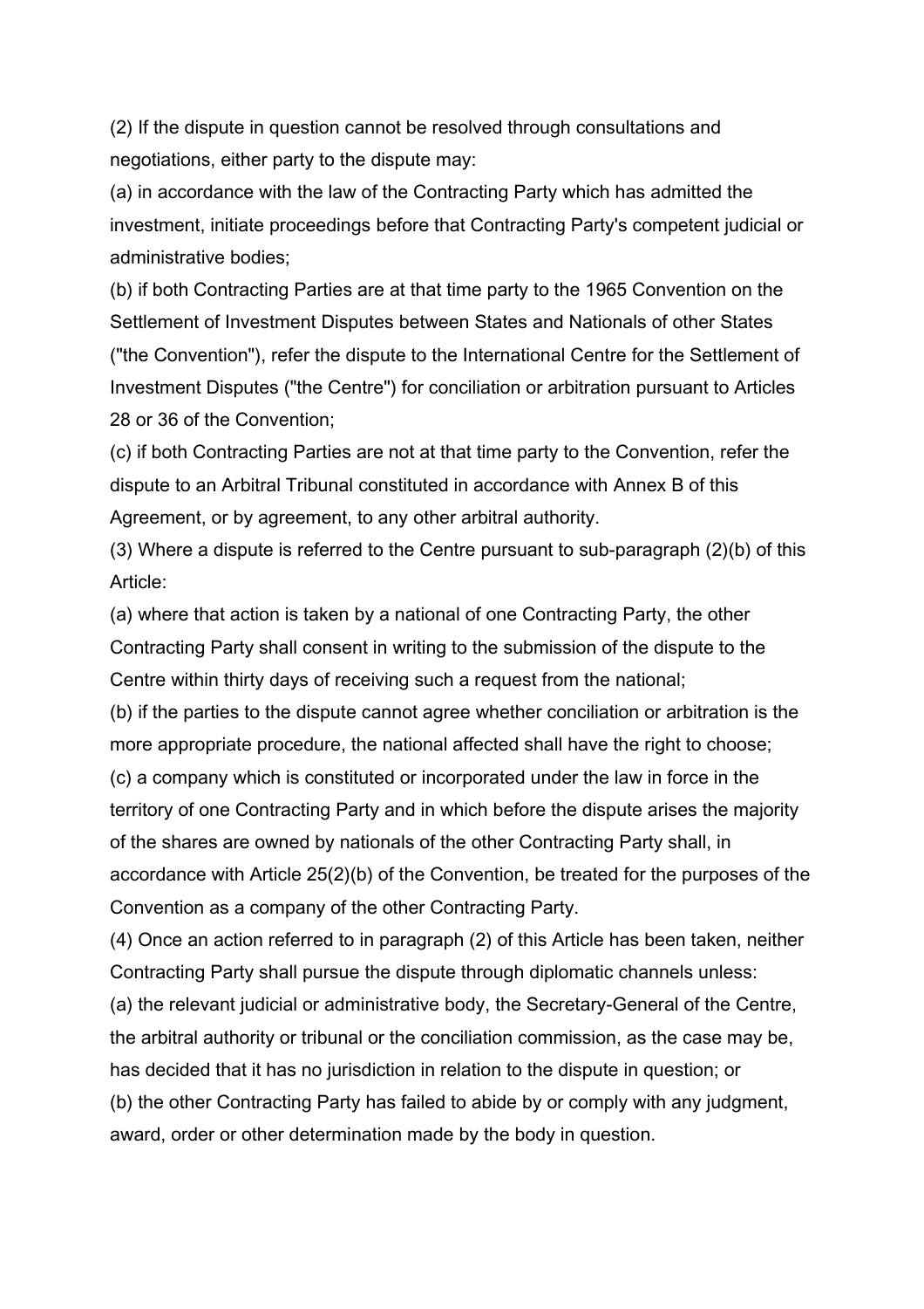(2) If the dispute in question cannot be resolved through consultations and negotiations, either party to the dispute may:

(a) in accordance with the law of the Contracting Party which has admitted the investment, initiate proceedings before that Contracting Party's competent judicial or administrative bodies;

(b) if both Contracting Parties are at that time party to the 1965 Convention on the Settlement of Investment Disputes between States and Nationals of other States ("the Convention"), refer the dispute to the International Centre for the Settlement of Investment Disputes ("the Centre") for conciliation or arbitration pursuant to Articles 28 or 36 of the Convention;

(c) if both Contracting Parties are not at that time party to the Convention, refer the dispute to an Arbitral Tribunal constituted in accordance with Annex B of this Agreement, or by agreement, to any other arbitral authority.

(3) Where a dispute is referred to the Centre pursuant to sub-paragraph (2)(b) of this Article:

(a) where that action is taken by a national of one Contracting Party, the other Contracting Party shall consent in writing to the submission of the dispute to the Centre within thirty days of receiving such a request from the national;

(b) if the parties to the dispute cannot agree whether conciliation or arbitration is the more appropriate procedure, the national affected shall have the right to choose;

(c) a company which is constituted or incorporated under the law in force in the territory of one Contracting Party and in which before the dispute arises the majority of the shares are owned by nationals of the other Contracting Party shall, in accordance with Article 25(2)(b) of the Convention, be treated for the purposes of the Convention as a company of the other Contracting Party.

(4) Once an action referred to in paragraph (2) of this Article has been taken, neither Contracting Party shall pursue the dispute through diplomatic channels unless:

(a) the relevant judicial or administrative body, the Secretary-General of the Centre, the arbitral authority or tribunal or the conciliation commission, as the case may be, has decided that it has no jurisdiction in relation to the dispute in question; or

(b) the other Contracting Party has failed to abide by or comply with any judgment, award, order or other determination made by the body in question.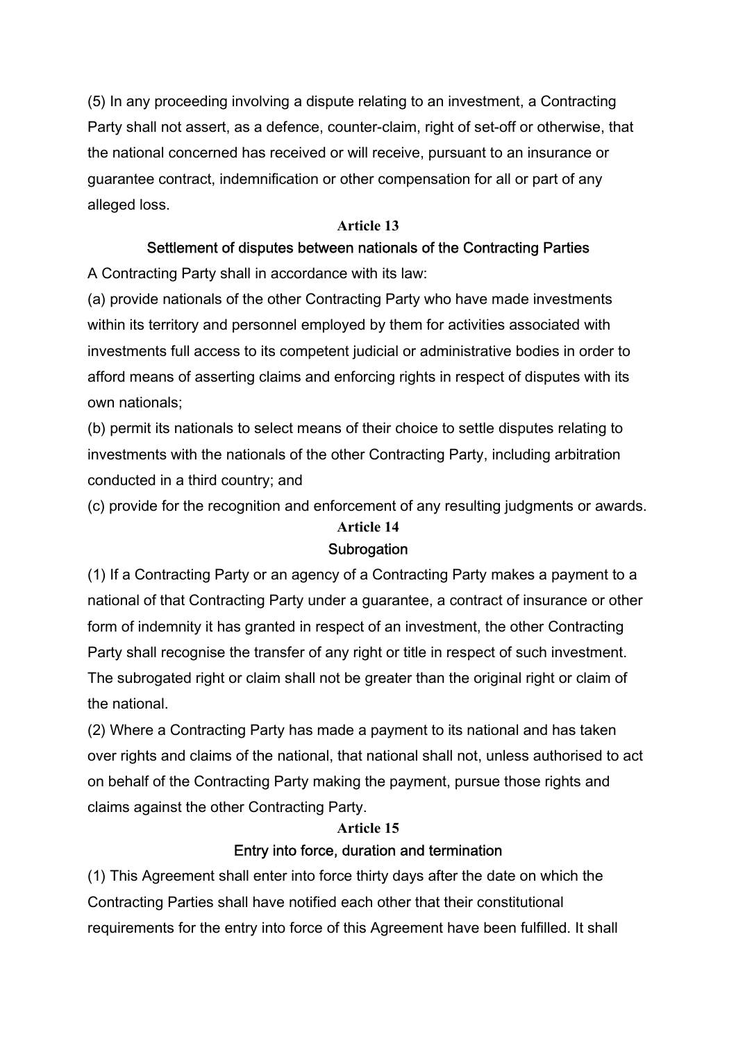(5) In any proceeding involving a dispute relating to an investment, a Contracting Party shall not assert, as a defence, counter-claim, right of set-off or otherwise, that the national concerned has received or will receive, pursuant to an insurance or guarantee contract, indemnification or other compensation for all or part of any alleged loss.

## Article 13

### Settlement of disputes between nationals of the Contracting Parties

A Contracting Party shall in accordance with its law:

(a) provide nationals of the other Contracting Party who have made investments within its territory and personnel employed by them for activities associated with investments full access to its competent judicial or administrative bodies in order to afford means of asserting claims and enforcing rights in respect of disputes with its own nationals;

(b) permit its nationals to select means of their choice to settle disputes relating to investments with the nationals of the other Contracting Party, including arbitration conducted in a third country; and

(c) provide for the recognition and enforcement of any resulting judgments or awards.

## Article 14

### Subrogation

(1) If a Contracting Party or an agency of a Contracting Party makes a payment to a national of that Contracting Party under a guarantee, a contract of insurance or other form of indemnity it has granted in respect of an investment, the other Contracting Party shall recognise the transfer of any right or title in respect of such investment. The subrogated right or claim shall not be greater than the original right or claim of the national.

(2) Where a Contracting Party has made a payment to its national and has taken over rights and claims of the national, that national shall not, unless authorised to act on behalf of the Contracting Party making the payment, pursue those rights and claims against the other Contracting Party.

## Article 15

### Entry into force, duration and termination

(1) This Agreement shall enter into force thirty days after the date on which the Contracting Parties shall have notified each other that their constitutional requirements for the entry into force of this Agreement have been fulfilled. It shall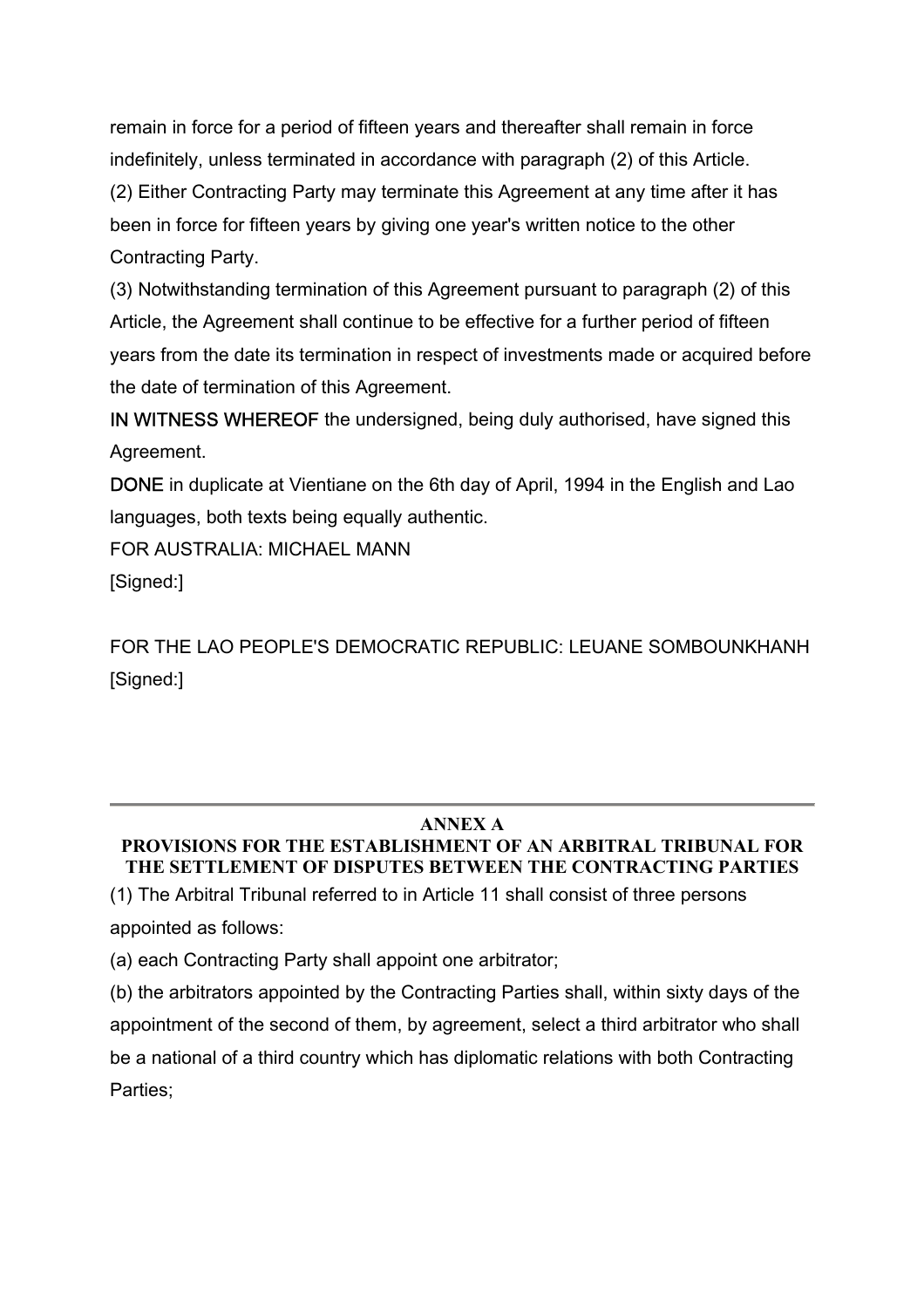remain in force for a period of fifteen years and thereafter shall remain in force indefinitely, unless terminated in accordance with paragraph (2) of this Article.

(2) Either Contracting Party may terminate this Agreement at any time after it has been in force for fifteen years by giving one year's written notice to the other Contracting Party.

(3) Notwithstanding termination of this Agreement pursuant to paragraph (2) of this Article, the Agreement shall continue to be effective for a further period of fifteen years from the date its termination in respect of investments made or acquired before the date of termination of this Agreement.

IN WITNESS WHEREOF the undersigned, being duly authorised, have signed this Agreement.

DONE in duplicate at Vientiane on the 6th day of April, 1994 in the English and Lao languages, both texts being equally authentic.

FOR AUSTRALIA: MICHAEL MANN

[Signed:]

FOR THE LAO PEOPLE'S DEMOCRATIC REPUBLIC: LEUANE SOMBOUNKHANH

[Signed:]

---

## ANNEX A
## PROVISIONS FOR THE ESTABLISHMENT OF AN ARBITRAL TRIBUNAL FOR THE SETTLEMENT OF DISPUTES BETWEEN THE CONTRACTING PARTIES

(1) The Arbitral Tribunal referred to in Article 11 shall consist of three persons appointed as follows:

(a) each Contracting Party shall appoint one arbitrator;

(b) the arbitrators appointed by the Contracting Parties shall, within sixty days of the appointment of the second of them, by agreement, select a third arbitrator who shall be a national of a third country which has diplomatic relations with both Contracting Parties;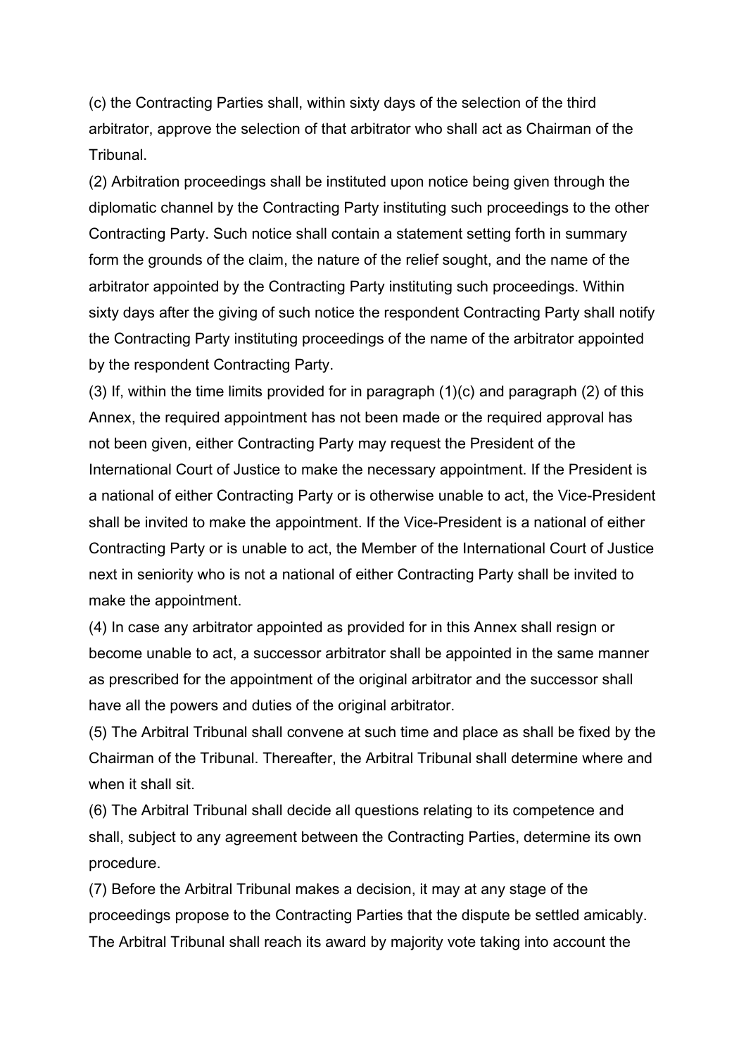(c) the Contracting Parties shall, within sixty days of the selection of the third arbitrator, approve the selection of that arbitrator who shall act as Chairman of the Tribunal.

(2) Arbitration proceedings shall be instituted upon notice being given through the diplomatic channel by the Contracting Party instituting such proceedings to the other Contracting Party. Such notice shall contain a statement setting forth in summary form the grounds of the claim, the nature of the relief sought, and the name of the arbitrator appointed by the Contracting Party instituting such proceedings. Within sixty days after the giving of such notice the respondent Contracting Party shall notify the Contracting Party instituting proceedings of the name of the arbitrator appointed by the respondent Contracting Party.

(3) If, within the time limits provided for in paragraph (1)(c) and paragraph (2) of this Annex, the required appointment has not been made or the required approval has not been given, either Contracting Party may request the President of the International Court of Justice to make the necessary appointment. If the President is a national of either Contracting Party or is otherwise unable to act, the Vice-President shall be invited to make the appointment. If the Vice-President is a national of either Contracting Party or is unable to act, the Member of the International Court of Justice next in seniority who is not a national of either Contracting Party shall be invited to make the appointment.

(4) In case any arbitrator appointed as provided for in this Annex shall resign or become unable to act, a successor arbitrator shall be appointed in the same manner as prescribed for the appointment of the original arbitrator and the successor shall have all the powers and duties of the original arbitrator.

(5) The Arbitral Tribunal shall convene at such time and place as shall be fixed by the Chairman of the Tribunal. Thereafter, the Arbitral Tribunal shall determine where and when it shall sit.

(6) The Arbitral Tribunal shall decide all questions relating to its competence and shall, subject to any agreement between the Contracting Parties, determine its own procedure.

(7) Before the Arbitral Tribunal makes a decision, it may at any stage of the proceedings propose to the Contracting Parties that the dispute be settled amicably. The Arbitral Tribunal shall reach its award by majority vote taking into account the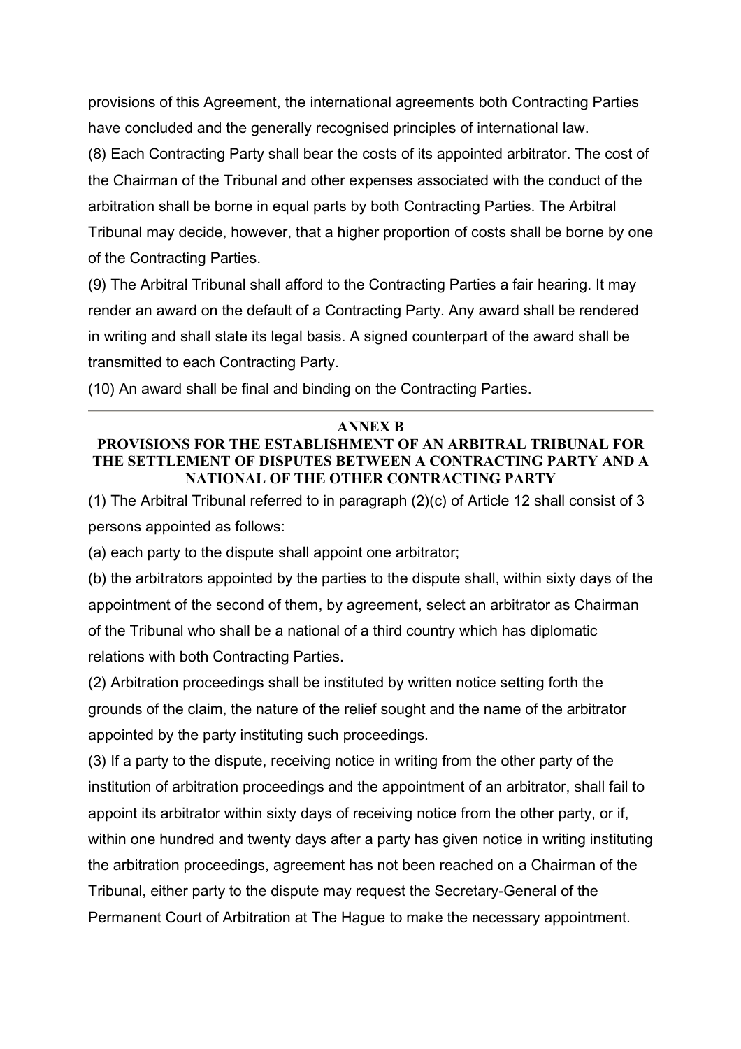provisions of this Agreement, the international agreements both Contracting Parties have concluded and the generally recognised principles of international law.

(8) Each Contracting Party shall bear the costs of its appointed arbitrator. The cost of the Chairman of the Tribunal and other expenses associated with the conduct of the arbitration shall be borne in equal parts by both Contracting Parties. The Arbitral Tribunal may decide, however, that a higher proportion of costs shall be borne by one of the Contracting Parties.

(9) The Arbitral Tribunal shall afford to the Contracting Parties a fair hearing. It may render an award on the default of a Contracting Party. Any award shall be rendered in writing and shall state its legal basis. A signed counterpart of the award shall be transmitted to each Contracting Party.

(10) An award shall be final and binding on the Contracting Parties.

---

## ANNEX B

## PROVISIONS FOR THE ESTABLISHMENT OF AN ARBITRAL TRIBUNAL FOR THE SETTLEMENT OF DISPUTES BETWEEN A CONTRACTING PARTY AND A NATIONAL OF THE OTHER CONTRACTING PARTY

(1) The Arbitral Tribunal referred to in paragraph (2)(c) of Article 12 shall consist of 3 persons appointed as follows:

(a) each party to the dispute shall appoint one arbitrator;

(b) the arbitrators appointed by the parties to the dispute shall, within sixty days of the appointment of the second of them, by agreement, select an arbitrator as Chairman of the Tribunal who shall be a national of a third country which has diplomatic relations with both Contracting Parties.

(2) Arbitration proceedings shall be instituted by written notice setting forth the grounds of the claim, the nature of the relief sought and the name of the arbitrator appointed by the party instituting such proceedings.

(3) If a party to the dispute, receiving notice in writing from the other party of the institution of arbitration proceedings and the appointment of an arbitrator, shall fail to appoint its arbitrator within sixty days of receiving notice from the other party, or if, within one hundred and twenty days after a party has given notice in writing instituting the arbitration proceedings, agreement has not been reached on a Chairman of the Tribunal, either party to the dispute may request the Secretary-General of the Permanent Court of Arbitration at The Hague to make the necessary appointment.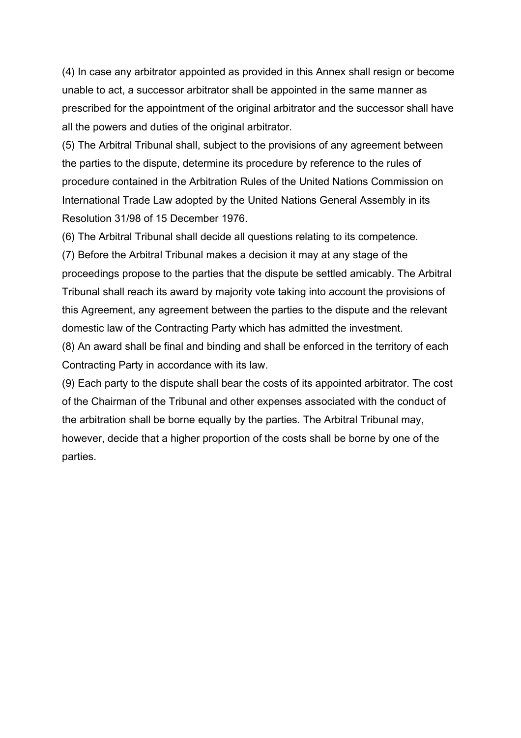(4) In case any arbitrator appointed as provided in this Annex shall resign or become unable to act, a successor arbitrator shall be appointed in the same manner as prescribed for the appointment of the original arbitrator and the successor shall have all the powers and duties of the original arbitrator.

(5) The Arbitral Tribunal shall, subject to the provisions of any agreement between the parties to the dispute, determine its procedure by reference to the rules of procedure contained in the Arbitration Rules of the United Nations Commission on International Trade Law adopted by the United Nations General Assembly in its Resolution 31/98 of 15 December 1976.

(6) The Arbitral Tribunal shall decide all questions relating to its competence.

(7) Before the Arbitral Tribunal makes a decision it may at any stage of the proceedings propose to the parties that the dispute be settled amicably. The Arbitral Tribunal shall reach its award by majority vote taking into account the provisions of this Agreement, any agreement between the parties to the dispute and the relevant domestic law of the Contracting Party which has admitted the investment.

(8) An award shall be final and binding and shall be enforced in the territory of each Contracting Party in accordance with its law.

(9) Each party to the dispute shall bear the costs of its appointed arbitrator. The cost of the Chairman of the Tribunal and other expenses associated with the conduct of the arbitration shall be borne equally by the parties. The Arbitral Tribunal may, however, decide that a higher proportion of the costs shall be borne by one of the parties.